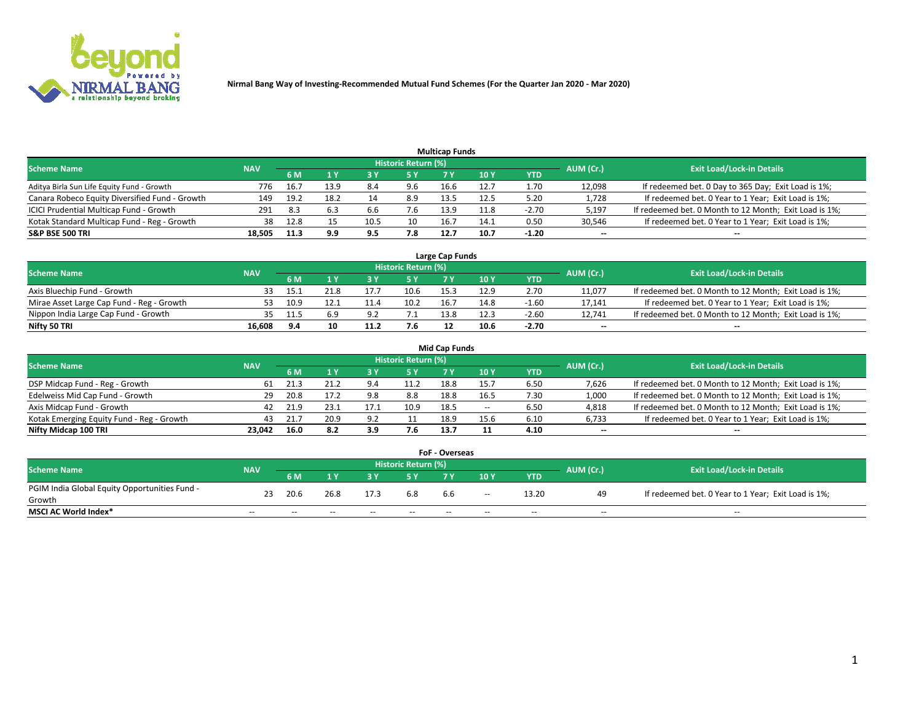# Nirmal Bang Way of Investing-Recommended Mutual Fund Schemes (For the Quarter Jan 2020 - Mar 2020)

## Multicap Funds

| Scheme Name | NAV | Historic Return (%) | | | | | | | AUM (Cr.) | Exit Load/Lock-in Details |
|---|---|---|---|---|---|---|---|---|---|---|
| | | 6 M | 1 Y | 3 Y | 5 Y | 7 Y | 10 Y | YTD | | |
| Aditya Birla Sun Life Equity Fund - Growth | 776 | 16.7 | 13.9 | 8.4 | 9.6 | 16.6 | 12.7 | 1.70 | 12,098 | If redeemed bet. 0 Day to 365 Day; Exit Load is 1%; |
| Canara Robeco Equity Diversified Fund - Growth | 149 | 19.2 | 18.2 | 14 | 8.9 | 13.5 | 12.5 | 5.20 | 1,728 | If redeemed bet. 0 Year to 1 Year; Exit Load is 1%; |
| ICICI Prudential Multicap Fund - Growth | 291 | 8.3 | 6.3 | 6.6 | 7.6 | 13.9 | 11.8 | -2.70 | 5,197 | If redeemed bet. 0 Month to 12 Month; Exit Load is 1%; |
| Kotak Standard Multicap Fund - Reg - Growth | 38 | 12.8 | 15 | 10.5 | 10 | 16.7 | 14.1 | 0.50 | 30,546 | If redeemed bet. 0 Year to 1 Year; Exit Load is 1%; |
| **S&P BSE 500 TRI** | **18,505** | **11.3** | **9.9** | **9.5** | **7.8** | **12.7** | **10.7** | **-1.20** | **--** | **--** |

## Large Cap Funds

| Scheme Name | NAV | Historic Return (%) | | | | | | | AUM (Cr.) | Exit Load/Lock-in Details |
|---|---|---|---|---|---|---|---|---|---|---|
| | | 6 M | 1 Y | 3 Y | 5 Y | 7 Y | 10 Y | YTD | | |
| Axis Bluechip Fund - Growth | 33 | 15.1 | 21.8 | 17.7 | 10.6 | 15.3 | 12.9 | 2.70 | 11,077 | If redeemed bet. 0 Month to 12 Month; Exit Load is 1%; |
| Mirae Asset Large Cap Fund - Reg - Growth | 53 | 10.9 | 12.1 | 11.4 | 10.2 | 16.7 | 14.8 | -1.60 | 17,141 | If redeemed bet. 0 Year to 1 Year; Exit Load is 1%; |
| Nippon India Large Cap Fund - Growth | 35 | 11.5 | 6.9 | 9.2 | 7.1 | 13.8 | 12.3 | -2.60 | 12,741 | If redeemed bet. 0 Month to 12 Month; Exit Load is 1%; |
| **Nifty 50 TRI** | **16,608** | **9.4** | **10** | **11.2** | **7.6** | **12** | **10.6** | **-2.70** | **--** | **--** |

## Mid Cap Funds

| Scheme Name | NAV | Historic Return (%) | | | | | | | AUM (Cr.) | Exit Load/Lock-in Details |
|---|---|---|---|---|---|---|---|---|---|---|
| | | 6 M | 1 Y | 3 Y | 5 Y | 7 Y | 10 Y | YTD | | |
| DSP Midcap Fund - Reg - Growth | 61 | 21.3 | 21.2 | 9.4 | 11.2 | 18.8 | 15.7 | 6.50 | 7,626 | If redeemed bet. 0 Month to 12 Month; Exit Load is 1%; |
| Edelweiss Mid Cap Fund - Growth | 29 | 20.8 | 17.2 | 9.8 | 8.8 | 18.8 | 16.5 | 7.30 | 1,000 | If redeemed bet. 0 Month to 12 Month; Exit Load is 1%; |
| Axis Midcap Fund - Growth | 42 | 21.9 | 23.1 | 17.1 | 10.9 | 18.5 | -- | 6.50 | 4,818 | If redeemed bet. 0 Month to 12 Month; Exit Load is 1%; |
| Kotak Emerging Equity Fund - Reg - Growth | 43 | 21.7 | 20.9 | 9.2 | 11 | 18.9 | 15.6 | 6.10 | 6,733 | If redeemed bet. 0 Year to 1 Year; Exit Load is 1%; |
| **Nifty Midcap 100 TRI** | **23,042** | **16.0** | **8.2** | **3.9** | **7.6** | **13.7** | **11** | **4.10** | **--** | **--** |

## FoF - Overseas

| Scheme Name | NAV | Historic Return (%) | | | | | | | AUM (Cr.) | Exit Load/Lock-in Details |
|---|---|---|---|---|---|---|---|---|---|---|
| | | 6 M | 1 Y | 3 Y | 5 Y | 7 Y | 10 Y | YTD | | |
| PGIM India Global Equity Opportunities Fund - Growth | 23 | 20.6 | 26.8 | 17.3 | 6.8 | 6.6 | -- | 13.20 | 49 | If redeemed bet. 0 Year to 1 Year; Exit Load is 1%; |
| **MSCI AC World Index*** | -- | -- | -- | -- | -- | -- | -- | -- | -- | -- |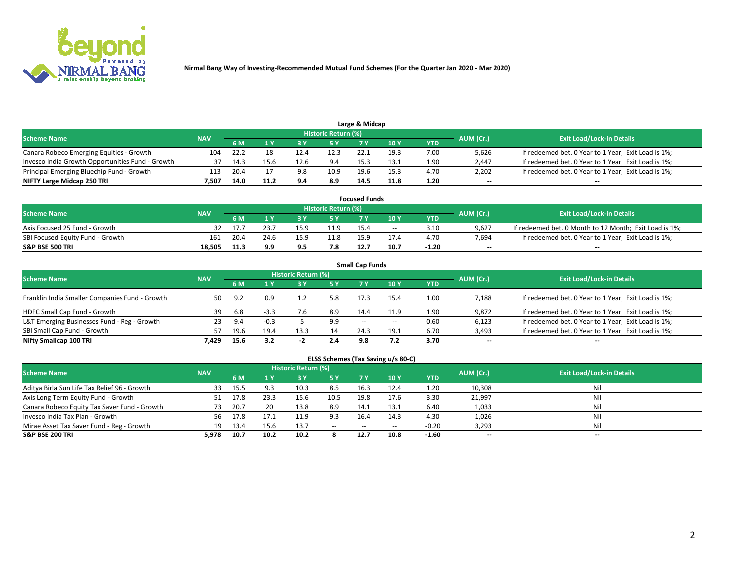Nirmal Bang Way of Investing-Recommended Mutual Fund Schemes (For the Quarter Jan 2020 - Mar 2020)

## Large & Midcap

| Scheme Name | NAV | Historic Return (%) | | | | | | | AUM (Cr.) | Exit Load/Lock-in Details |
|---|---|---|---|---|---|---|---|---|---|---|
| | | 6 M | 1 Y | 3 Y | 5 Y | 7 Y | 10 Y | YTD | | |
| Canara Robeco Emerging Equities - Growth | 104 | 22.2 | 18 | 12.4 | 12.3 | 22.1 | 19.3 | 7.00 | 5,626 | If redeemed bet. 0 Year to 1 Year; Exit Load is 1%; |
| Invesco India Growth Opportunities Fund - Growth | 37 | 14.3 | 15.6 | 12.6 | 9.4 | 15.3 | 13.1 | 1.90 | 2,447 | If redeemed bet. 0 Year to 1 Year; Exit Load is 1%; |
| Principal Emerging Bluechip Fund - Growth | 113 | 20.4 | 17 | 9.8 | 10.9 | 19.6 | 15.3 | 4.70 | 2,202 | If redeemed bet. 0 Year to 1 Year; Exit Load is 1%; |
| **NIFTY Large Midcap 250 TRI** | **7,507** | **14.0** | **11.2** | **9.4** | **8.9** | **14.5** | **11.8** | **1.20** | **--** | **--** |

## Focused Funds

| Scheme Name | NAV | Historic Return (%) | | | | | | | AUM (Cr.) | Exit Load/Lock-in Details |
|---|---|---|---|---|---|---|---|---|---|---|
| | | 6 M | 1 Y | 3 Y | 5 Y | 7 Y | 10 Y | YTD | | |
| Axis Focused 25 Fund - Growth | 32 | 17.7 | 23.7 | 15.9 | 11.9 | 15.4 | -- | 3.10 | 9,627 | If redeemed bet. 0 Month to 12 Month; Exit Load is 1%; |
| SBI Focused Equity Fund - Growth | 161 | 20.4 | 24.6 | 15.9 | 11.8 | 15.9 | 17.4 | 4.70 | 7,694 | If redeemed bet. 0 Year to 1 Year; Exit Load is 1%; |
| **S&P BSE 500 TRI** | **18,505** | **11.3** | **9.9** | **9.5** | **7.8** | **12.7** | **10.7** | **-1.20** | **--** | **--** |

## Small Cap Funds

| Scheme Name | NAV | Historic Return (%) | | | | | | | AUM (Cr.) | Exit Load/Lock-in Details |
|---|---|---|---|---|---|---|---|---|---|---|
| | | 6 M | 1 Y | 3 Y | 5 Y | 7 Y | 10 Y | YTD | | |
| Franklin India Smaller Companies Fund - Growth | 50 | 9.2 | 0.9 | 1.2 | 5.8 | 17.3 | 15.4 | 1.00 | 7,188 | If redeemed bet. 0 Year to 1 Year; Exit Load is 1%; |
| HDFC Small Cap Fund - Growth | 39 | 6.8 | -3.3 | 7.6 | 8.9 | 14.4 | 11.9 | 1.90 | 9,872 | If redeemed bet. 0 Year to 1 Year; Exit Load is 1%; |
| L&T Emerging Businesses Fund - Reg - Growth | 23 | 9.4 | -0.3 | 5 | 9.9 | -- | -- | 0.60 | 6,123 | If redeemed bet. 0 Year to 1 Year; Exit Load is 1%; |
| SBI Small Cap Fund - Growth | 57 | 19.6 | 19.4 | 13.3 | 14 | 24.3 | 19.1 | 6.70 | 3,493 | If redeemed bet. 0 Year to 1 Year; Exit Load is 1%; |
| **Nifty Smallcap 100 TRI** | **7,429** | **15.6** | **3.2** | **-2** | **2.4** | **9.8** | **7.2** | **3.70** | **--** | **--** |

## ELSS Schemes (Tax Saving u/s 80-C)

| Scheme Name | NAV | Historic Return (%) | | | | | | | AUM (Cr.) | Exit Load/Lock-in Details |
|---|---|---|---|---|---|---|---|---|---|---|
| | | 6 M | 1 Y | 3 Y | 5 Y | 7 Y | 10 Y | YTD | | |
| Aditya Birla Sun Life Tax Relief 96 - Growth | 33 | 15.5 | 9.3 | 10.3 | 8.5 | 16.3 | 12.4 | 1.20 | 10,308 | Nil |
| Axis Long Term Equity Fund - Growth | 51 | 17.8 | 23.3 | 15.6 | 10.5 | 19.8 | 17.6 | 3.30 | 21,997 | Nil |
| Canara Robeco Equity Tax Saver Fund - Growth | 73 | 20.7 | 20 | 13.8 | 8.9 | 14.1 | 13.1 | 6.40 | 1,033 | Nil |
| Invesco India Tax Plan - Growth | 56 | 17.8 | 17.1 | 11.9 | 9.3 | 16.4 | 14.3 | 4.30 | 1,026 | Nil |
| Mirae Asset Tax Saver Fund - Reg - Growth | 19 | 13.4 | 15.6 | 13.7 | -- | -- | -- | -0.20 | 3,293 | Nil |
| **S&P BSE 200 TRI** | **5,978** | **10.7** | **10.2** | **10.2** | **8** | **12.7** | **10.8** | **-1.60** | **--** | **--** |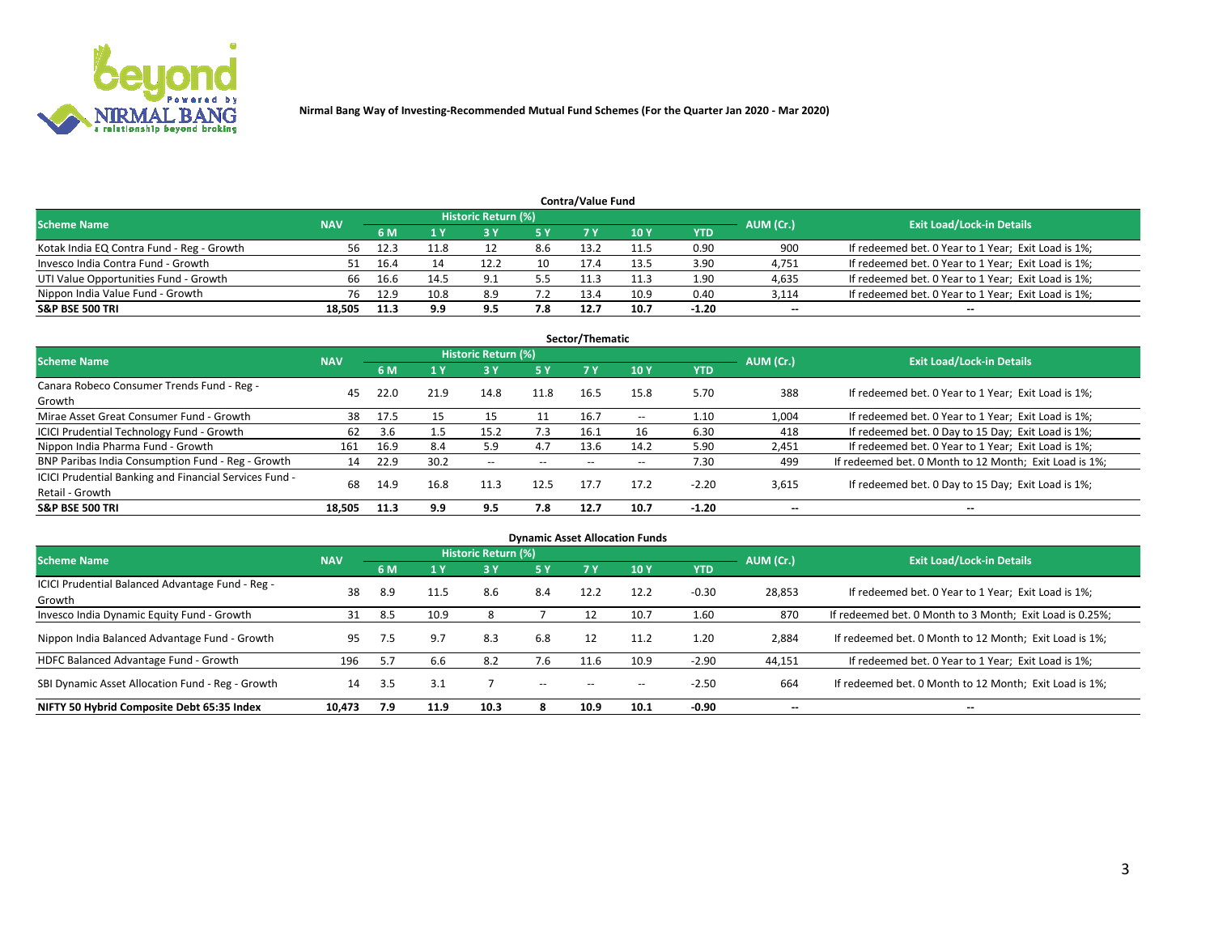Nirmal Bang Way of Investing-Recommended Mutual Fund Schemes (For the Quarter Jan 2020 - Mar 2020)

## Contra/Value Fund

| Scheme Name | NAV | Historic Return (%) | | | | | | | AUM (Cr.) | Exit Load/Lock-in Details |
|---|---|---|---|---|---|---|---|---|---|---|
| | | 6 M | 1 Y | 3 Y | 5 Y | 7 Y | 10 Y | YTD | | |
| Kotak India EQ Contra Fund - Reg - Growth | 56 | 12.3 | 11.8 | 12 | 8.6 | 13.2 | 11.5 | 0.90 | 900 | If redeemed bet. 0 Year to 1 Year; Exit Load is 1%; |
| Invesco India Contra Fund - Growth | 51 | 16.4 | 14 | 12.2 | 10 | 17.4 | 13.5 | 3.90 | 4,751 | If redeemed bet. 0 Year to 1 Year; Exit Load is 1%; |
| UTI Value Opportunities Fund - Growth | 66 | 16.6 | 14.5 | 9.1 | 5.5 | 11.3 | 11.3 | 1.90 | 4,635 | If redeemed bet. 0 Year to 1 Year; Exit Load is 1%; |
| Nippon India Value Fund - Growth | 76 | 12.9 | 10.8 | 8.9 | 7.2 | 13.4 | 10.9 | 0.40 | 3,114 | If redeemed bet. 0 Year to 1 Year; Exit Load is 1%; |
| **S&P BSE 500 TRI** | **18,505** | **11.3** | **9.9** | **9.5** | **7.8** | **12.7** | **10.7** | **-1.20** | **--** | **--** |

## Sector/Thematic

| Scheme Name | NAV | Historic Return (%) | | | | | | | AUM (Cr.) | Exit Load/Lock-in Details |
|---|---|---|---|---|---|---|---|---|---|---|
| | | 6 M | 1 Y | 3 Y | 5 Y | 7 Y | 10 Y | YTD | | |
| Canara Robeco Consumer Trends Fund - Reg - Growth | 45 | 22.0 | 21.9 | 14.8 | 11.8 | 16.5 | 15.8 | 5.70 | 388 | If redeemed bet. 0 Year to 1 Year; Exit Load is 1%; |
| Mirae Asset Great Consumer Fund - Growth | 38 | 17.5 | 15 | 15 | 11 | 16.7 | -- | 1.10 | 1,004 | If redeemed bet. 0 Year to 1 Year; Exit Load is 1%; |
| ICICI Prudential Technology Fund - Growth | 62 | 3.6 | 1.5 | 15.2 | 7.3 | 16.1 | 16 | 6.30 | 418 | If redeemed bet. 0 Day to 15 Day; Exit Load is 1%; |
| Nippon India Pharma Fund - Growth | 161 | 16.9 | 8.4 | 5.9 | 4.7 | 13.6 | 14.2 | 5.90 | 2,451 | If redeemed bet. 0 Year to 1 Year; Exit Load is 1%; |
| BNP Paribas India Consumption Fund - Reg - Growth | 14 | 22.9 | 30.2 | -- | -- | -- | -- | 7.30 | 499 | If redeemed bet. 0 Month to 12 Month; Exit Load is 1%; |
| ICICI Prudential Banking and Financial Services Fund - Retail - Growth | 68 | 14.9 | 16.8 | 11.3 | 12.5 | 17.7 | 17.2 | -2.20 | 3,615 | If redeemed bet. 0 Day to 15 Day; Exit Load is 1%; |
| **S&P BSE 500 TRI** | **18,505** | **11.3** | **9.9** | **9.5** | **7.8** | **12.7** | **10.7** | **-1.20** | **--** | **--** |

## Dynamic Asset Allocation Funds

| Scheme Name | NAV | Historic Return (%) | | | | | | | AUM (Cr.) | Exit Load/Lock-in Details |
|---|---|---|---|---|---|---|---|---|---|---|
| | | 6 M | 1 Y | 3 Y | 5 Y | 7 Y | 10 Y | YTD | | |
| ICICI Prudential Balanced Advantage Fund - Reg - Growth | 38 | 8.9 | 11.5 | 8.6 | 8.4 | 12.2 | 12.2 | -0.30 | 28,853 | If redeemed bet. 0 Year to 1 Year; Exit Load is 1%; |
| Invesco India Dynamic Equity Fund - Growth | 31 | 8.5 | 10.9 | 8 | 7 | 12 | 10.7 | 1.60 | 870 | If redeemed bet. 0 Month to 3 Month; Exit Load is 0.25%; |
| Nippon India Balanced Advantage Fund - Growth | 95 | 7.5 | 9.7 | 8.3 | 6.8 | 12 | 11.2 | 1.20 | 2,884 | If redeemed bet. 0 Month to 12 Month; Exit Load is 1%; |
| HDFC Balanced Advantage Fund - Growth | 196 | 5.7 | 6.6 | 8.2 | 7.6 | 11.6 | 10.9 | -2.90 | 44,151 | If redeemed bet. 0 Year to 1 Year; Exit Load is 1%; |
| SBI Dynamic Asset Allocation Fund - Reg - Growth | 14 | 3.5 | 3.1 | 7 | -- | -- | -- | -2.50 | 664 | If redeemed bet. 0 Month to 12 Month; Exit Load is 1%; |
| **NIFTY 50 Hybrid Composite Debt 65:35 Index** | **10,473** | **7.9** | **11.9** | **10.3** | **8** | **10.9** | **10.1** | **-0.90** | **--** | **--** |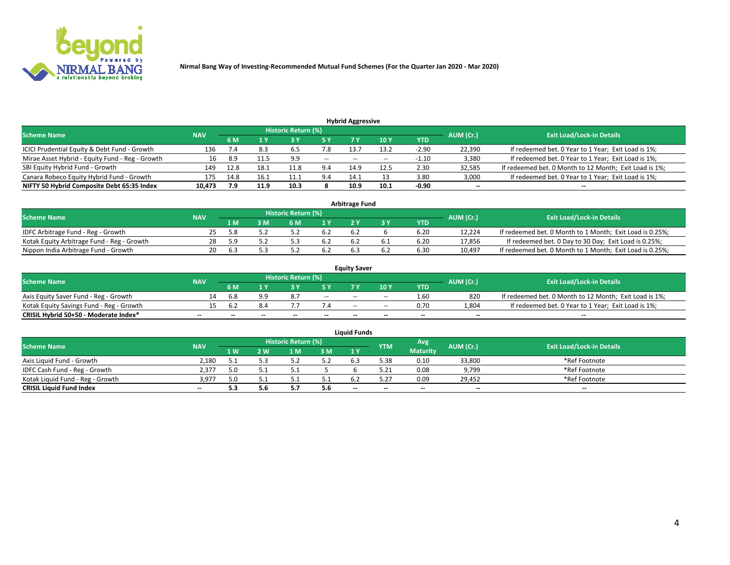Nirmal Bang Way of Investing-Recommended Mutual Fund Schemes (For the Quarter Jan 2020 - Mar 2020)

## Hybrid Aggressive

| Scheme Name | NAV | Historic Return (%) | | | | | | | AUM (Cr.) | Exit Load/Lock-in Details |
|---|---|---|---|---|---|---|---|---|---|---|
| | | 6 M | 1 Y | 3 Y | 5 Y | 7 Y | 10 Y | YTD | | |
| ICICI Prudential Equity & Debt Fund - Growth | 136 | 7.4 | 8.3 | 6.5 | 7.8 | 13.7 | 13.2 | -2.90 | 22,390 | If redeemed bet. 0 Year to 1 Year; Exit Load is 1%; |
| Mirae Asset Hybrid - Equity Fund - Reg - Growth | 16 | 8.9 | 11.5 | 9.9 | -- | -- | -- | -1.10 | 3,380 | If redeemed bet. 0 Year to 1 Year; Exit Load is 1%; |
| SBI Equity Hybrid Fund - Growth | 149 | 12.8 | 18.1 | 11.8 | 9.4 | 14.9 | 12.5 | 2.30 | 32,585 | If redeemed bet. 0 Month to 12 Month; Exit Load is 1%; |
| Canara Robeco Equity Hybrid Fund - Growth | 175 | 14.8 | 16.1 | 11.1 | 9.4 | 14.1 | 13 | 3.80 | 3,000 | If redeemed bet. 0 Year to 1 Year; Exit Load is 1%; |
| **NIFTY 50 Hybrid Composite Debt 65:35 Index** | **10,473** | **7.9** | **11.9** | **10.3** | **8** | **10.9** | **10.1** | **-0.90** | **--** | **--** |

## Arbitrage Fund

| Scheme Name | NAV | Historic Return (%) | | | | | | | AUM (Cr.) | Exit Load/Lock-in Details |
|---|---|---|---|---|---|---|---|---|---|---|
| | | 1 M | 3 M | 6 M | 1 Y | 2 Y | 3 Y | YTD | | |
| IDFC Arbitrage Fund - Reg - Growth | 25 | 5.8 | 5.2 | 5.2 | 6.2 | 6.2 | 6 | 6.20 | 12,224 | If redeemed bet. 0 Month to 1 Month; Exit Load is 0.25%; |
| Kotak Equity Arbitrage Fund - Reg - Growth | 28 | 5.9 | 5.2 | 5.3 | 6.2 | 6.2 | 6.1 | 6.20 | 17,856 | If redeemed bet. 0 Day to 30 Day; Exit Load is 0.25%; |
| Nippon India Arbitrage Fund - Growth | 20 | 6.3 | 5.3 | 5.2 | 6.2 | 6.3 | 6.2 | 6.30 | 10,497 | If redeemed bet. 0 Month to 1 Month; Exit Load is 0.25%; |

## Equity Saver

| Scheme Name | NAV | Historic Return (%) | | | | | | | AUM (Cr.) | Exit Load/Lock-in Details |
|---|---|---|---|---|---|---|---|---|---|---|
| | | 6 M | 1 Y | 3 Y | 5 Y | 7 Y | 10 Y | YTD | | |
| Axis Equity Saver Fund - Reg - Growth | 14 | 6.8 | 9.9 | 8.7 | -- | -- | -- | 1.60 | 820 | If redeemed bet. 0 Month to 12 Month; Exit Load is 1%; |
| Kotak Equity Savings Fund - Reg - Growth | 15 | 6.2 | 8.4 | 7.7 | 7.4 | -- | -- | 0.70 | 1,804 | If redeemed bet. 0 Year to 1 Year; Exit Load is 1%; |
| **CRISIL Hybrid 50+50 - Moderate Index*** | **--** | **--** | **--** | **--** | **--** | **--** | **--** | **--** | **--** | **--** |

## Liquid Funds

| Scheme Name | NAV | Historic Return (%) | | | | | YTM | Avg Maturity | AUM (Cr.) | Exit Load/Lock-in Details |
|---|---|---|---|---|---|---|---|---|---|---|
| | | 1 W | 2 W | 1 M | 3 M | 1 Y | | | | |
| Axis Liquid Fund - Growth | 2,180 | 5.1 | 5.3 | 5.2 | 5.2 | 6.3 | 5.38 | 0.10 | 33,800 | *Ref Footnote |
| IDFC Cash Fund - Reg - Growth | 2,377 | 5.0 | 5.1 | 5.1 | 5 | 6 | 5.21 | 0.08 | 9,799 | *Ref Footnote |
| Kotak Liquid Fund - Reg - Growth | 3,977 | 5.0 | 5.1 | 5.1 | 5.1 | 6.2 | 5.27 | 0.09 | 29,452 | *Ref Footnote |
| **CRISIL Liquid Fund Index** | **--** | **5.3** | **5.6** | **5.7** | **5.6** | **--** | **--** | **--** | **--** | **--** |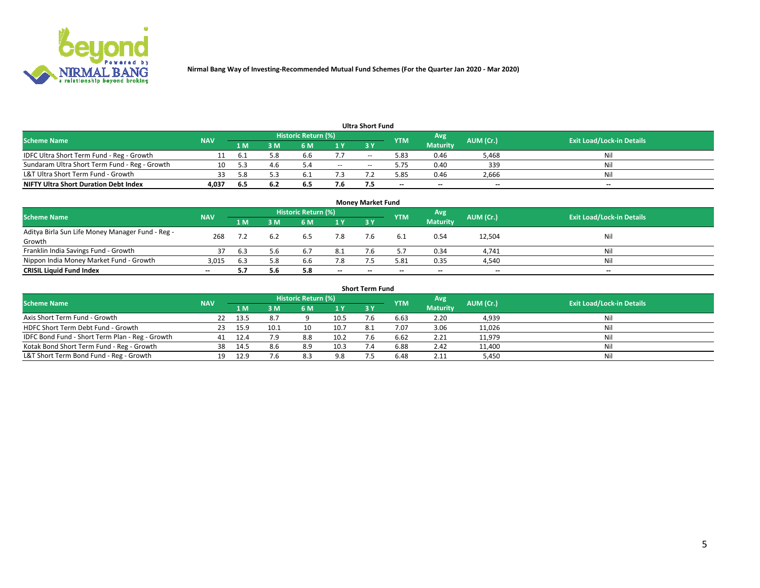Nirmal Bang Way of Investing-Recommended Mutual Fund Schemes (For the Quarter Jan 2020 - Mar 2020)

### Ultra Short Fund

| Scheme Name | NAV | Historic Return (%) | | | | | YTM | Avg Maturity | AUM (Cr.) | Exit Load/Lock-in Details |
|---|---|---|---|---|---|---|---|---|---|---|
| | | 1 M | 3 M | 6 M | 1 Y | 3 Y | | | | |
| IDFC Ultra Short Term Fund - Reg - Growth | 11 | 6.1 | 5.8 | 6.6 | 7.7 | -- | 5.83 | 0.46 | 5,468 | Nil |
| Sundaram Ultra Short Term Fund - Reg - Growth | 10 | 5.3 | 4.6 | 5.4 | -- | -- | 5.75 | 0.40 | 339 | Nil |
| L&T Ultra Short Term Fund - Growth | 33 | 5.8 | 5.3 | 6.1 | 7.3 | 7.2 | 5.85 | 0.46 | 2,666 | Nil |
| **NIFTY Ultra Short Duration Debt Index** | **4,037** | **6.5** | **6.2** | **6.5** | **7.6** | **7.5** | -- | -- | -- | -- |

### Money Market Fund

| Scheme Name | NAV | Historic Return (%) | | | | | YTM | Avg Maturity | AUM (Cr.) | Exit Load/Lock-in Details |
|---|---|---|---|---|---|---|---|---|---|---|
| | | 1 M | 3 M | 6 M | 1 Y | 3 Y | | | | |
| Aditya Birla Sun Life Money Manager Fund - Reg - Growth | 268 | 7.2 | 6.2 | 6.5 | 7.8 | 7.6 | 6.1 | 0.54 | 12,504 | Nil |
| Franklin India Savings Fund - Growth | 37 | 6.3 | 5.6 | 6.7 | 8.1 | 7.6 | 5.7 | 0.34 | 4,741 | Nil |
| Nippon India Money Market Fund - Growth | 3,015 | 6.3 | 5.8 | 6.6 | 7.8 | 7.5 | 5.81 | 0.35 | 4,540 | Nil |
| **CRISIL Liquid Fund Index** | -- | **5.7** | **5.6** | **5.8** | -- | -- | -- | -- | -- | -- |

### Short Term Fund

| Scheme Name | NAV | Historic Return (%) | | | | | YTM | Avg Maturity | AUM (Cr.) | Exit Load/Lock-in Details |
|---|---|---|---|---|---|---|---|---|---|---|
| | | 1 M | 3 M | 6 M | 1 Y | 3 Y | | | | |
| Axis Short Term Fund - Growth | 22 | 13.5 | 8.7 | 9 | 10.5 | 7.6 | 6.63 | 2.20 | 4,939 | Nil |
| HDFC Short Term Debt Fund - Growth | 23 | 15.9 | 10.1 | 10 | 10.7 | 8.1 | 7.07 | 3.06 | 11,026 | Nil |
| IDFC Bond Fund - Short Term Plan - Reg - Growth | 41 | 12.4 | 7.9 | 8.8 | 10.2 | 7.6 | 6.62 | 2.21 | 11,979 | Nil |
| Kotak Bond Short Term Fund - Reg - Growth | 38 | 14.5 | 8.6 | 8.9 | 10.3 | 7.4 | 6.88 | 2.42 | 11,400 | Nil |
| L&T Short Term Bond Fund - Reg - Growth | 19 | 12.9 | 7.6 | 8.3 | 9.8 | 7.5 | 6.48 | 2.11 | 5,450 | Nil |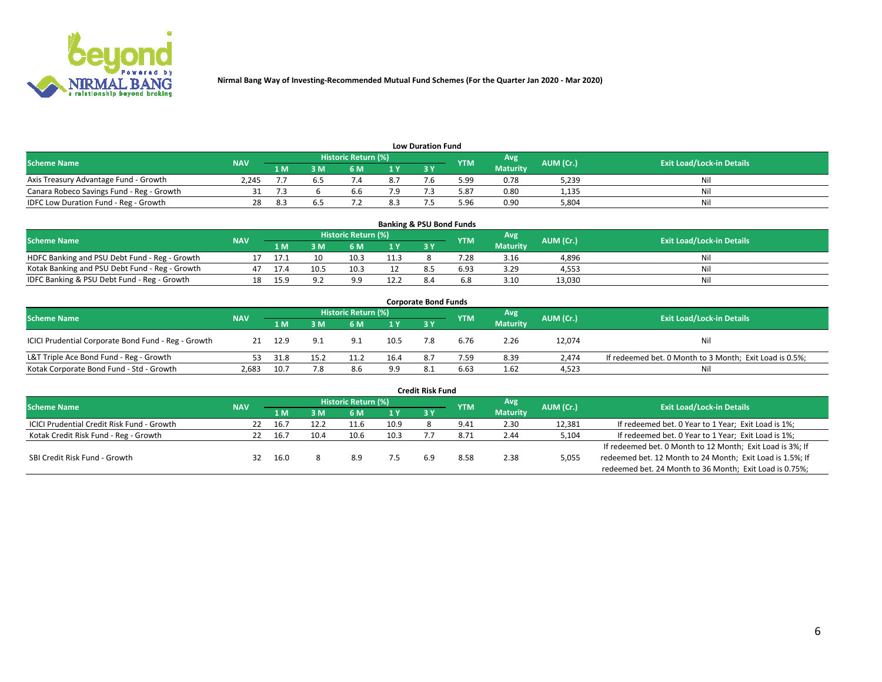Nirmal Bang Way of Investing-Recommended Mutual Fund Schemes (For the Quarter Jan 2020 - Mar 2020)

### Low Duration Fund

| Scheme Name | NAV | Historic Return (%) | | | | | YTM | Avg Maturity | AUM (Cr.) | Exit Load/Lock-in Details |
|---|---|---|---|---|---|---|---|---|---|---|
| | | 1 M | 3 M | 6 M | 1 Y | 3 Y | | | | |
| Axis Treasury Advantage Fund - Growth | 2,245 | 7.7 | 6.5 | 7.4 | 8.7 | 7.6 | 5.99 | 0.78 | 5,239 | Nil |
| Canara Robeco Savings Fund - Reg - Growth | 31 | 7.3 | 6 | 6.6 | 7.9 | 7.3 | 5.87 | 0.80 | 1,135 | Nil |
| IDFC Low Duration Fund - Reg - Growth | 28 | 8.3 | 6.5 | 7.2 | 8.3 | 7.5 | 5.96 | 0.90 | 5,804 | Nil |

### Banking & PSU Bond Funds

| Scheme Name | NAV | Historic Return (%) | | | | | YTM | Avg Maturity | AUM (Cr.) | Exit Load/Lock-in Details |
|---|---|---|---|---|---|---|---|---|---|---|
| | | 1 M | 3 M | 6 M | 1 Y | 3 Y | | | | |
| HDFC Banking and PSU Debt Fund - Reg - Growth | 17 | 17.1 | 10 | 10.3 | 11.3 | 8 | 7.28 | 3.16 | 4,896 | Nil |
| Kotak Banking and PSU Debt Fund - Reg - Growth | 47 | 17.4 | 10.5 | 10.3 | 12 | 8.5 | 6.93 | 3.29 | 4,553 | Nil |
| IDFC Banking & PSU Debt Fund - Reg - Growth | 18 | 15.9 | 9.2 | 9.9 | 12.2 | 8.4 | 6.8 | 3.10 | 13,030 | Nil |

### Corporate Bond Funds

| Scheme Name | NAV | Historic Return (%) | | | | | YTM | Avg Maturity | AUM (Cr.) | Exit Load/Lock-in Details |
|---|---|---|---|---|---|---|---|---|---|---|
| | | 1 M | 3 M | 6 M | 1 Y | 3 Y | | | | |
| ICICI Prudential Corporate Bond Fund - Reg - Growth | 21 | 12.9 | 9.1 | 9.1 | 10.5 | 7.8 | 6.76 | 2.26 | 12,074 | Nil |
| L&T Triple Ace Bond Fund - Reg - Growth | 53 | 31.8 | 15.2 | 11.2 | 16.4 | 8.7 | 7.59 | 8.39 | 2,474 | If redeemed bet. 0 Month to 3 Month; Exit Load is 0.5%; |
| Kotak Corporate Bond Fund - Std - Growth | 2,683 | 10.7 | 7.8 | 8.6 | 9.9 | 8.1 | 6.63 | 1.62 | 4,523 | Nil |

### Credit Risk Fund

| Scheme Name | NAV | Historic Return (%) | | | | | YTM | Avg Maturity | AUM (Cr.) | Exit Load/Lock-in Details |
|---|---|---|---|---|---|---|---|---|---|---|
| | | 1 M | 3 M | 6 M | 1 Y | 3 Y | | | | |
| ICICI Prudential Credit Risk Fund - Growth | 22 | 16.7 | 12.2 | 11.6 | 10.9 | 8 | 9.41 | 2.30 | 12,381 | If redeemed bet. 0 Year to 1 Year; Exit Load is 1%; |
| Kotak Credit Risk Fund - Reg - Growth | 22 | 16.7 | 10.4 | 10.6 | 10.3 | 7.7 | 8.71 | 2.44 | 5,104 | If redeemed bet. 0 Year to 1 Year; Exit Load is 1%; |
| SBI Credit Risk Fund - Growth | 32 | 16.0 | 8 | 8.9 | 7.5 | 6.9 | 8.58 | 2.38 | 5,055 | If redeemed bet. 0 Month to 12 Month; Exit Load is 3%; If redeemed bet. 12 Month to 24 Month; Exit Load is 1.5%; If redeemed bet. 24 Month to 36 Month; Exit Load is 0.75%; |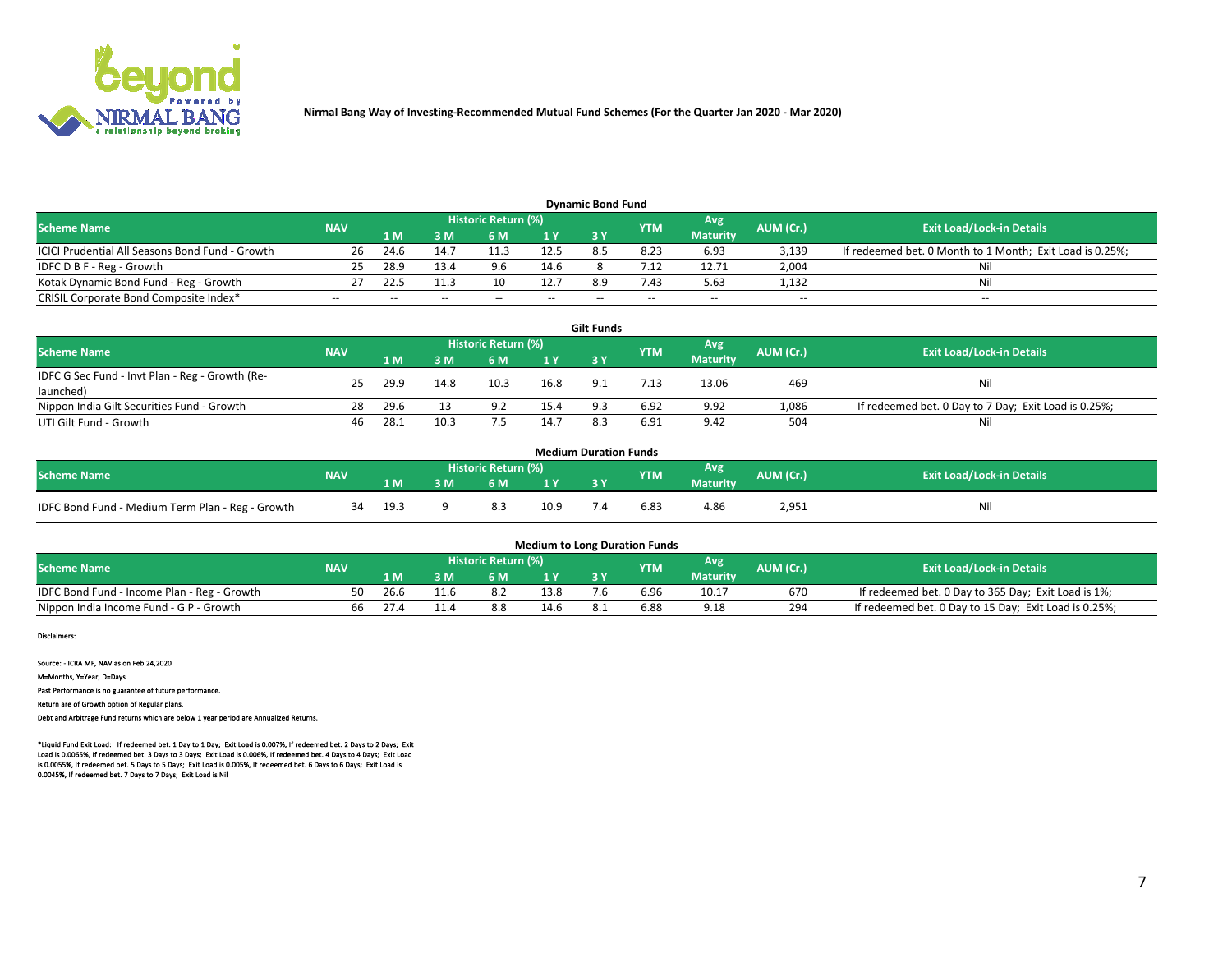Nirmal Bang Way of Investing-Recommended Mutual Fund Schemes (For the Quarter Jan 2020 - Mar 2020)

### Dynamic Bond Fund

| Scheme Name | NAV | Historic Return (%) | | | | | YTM | Avg Maturity | AUM (Cr.) | Exit Load/Lock-in Details |
|---|---|---|---|---|---|---|---|---|---|---|
| | | 1 M | 3 M | 6 M | 1 Y | 3 Y | | | | |
| ICICI Prudential All Seasons Bond Fund - Growth | 26 | 24.6 | 14.7 | 11.3 | 12.5 | 8.5 | 8.23 | 6.93 | 3,139 | If redeemed bet. 0 Month to 1 Month; Exit Load is 0.25%; |
| IDFC D B F - Reg - Growth | 25 | 28.9 | 13.4 | 9.6 | 14.6 | 8 | 7.12 | 12.71 | 2,004 | Nil |
| Kotak Dynamic Bond Fund - Reg - Growth | 27 | 22.5 | 11.3 | 10 | 12.7 | 8.9 | 7.43 | 5.63 | 1,132 | Nil |
| CRISIL Corporate Bond Composite Index* | -- | -- | -- | -- | -- | -- | -- | -- | -- | -- |

### Gilt Funds

| Scheme Name | NAV | Historic Return (%) | | | | | YTM | Avg Maturity | AUM (Cr.) | Exit Load/Lock-in Details |
|---|---|---|---|---|---|---|---|---|---|---|
| | | 1 M | 3 M | 6 M | 1 Y | 3 Y | | | | |
| IDFC G Sec Fund - Invt Plan - Reg - Growth (Re-launched) | 25 | 29.9 | 14.8 | 10.3 | 16.8 | 9.1 | 7.13 | 13.06 | 469 | Nil |
| Nippon India Gilt Securities Fund - Growth | 28 | 29.6 | 13 | 9.2 | 15.4 | 9.3 | 6.92 | 9.92 | 1,086 | If redeemed bet. 0 Day to 7 Day; Exit Load is 0.25%; |
| UTI Gilt Fund - Growth | 46 | 28.1 | 10.3 | 7.5 | 14.7 | 8.3 | 6.91 | 9.42 | 504 | Nil |

### Medium Duration Funds

| Scheme Name | NAV | Historic Return (%) | | | | | YTM | Avg Maturity | AUM (Cr.) | Exit Load/Lock-in Details |
|---|---|---|---|---|---|---|---|---|---|---|
| | | 1 M | 3 M | 6 M | 1 Y | 3 Y | | | | |
| IDFC Bond Fund - Medium Term Plan - Reg - Growth | 34 | 19.3 | 9 | 8.3 | 10.9 | 7.4 | 6.83 | 4.86 | 2,951 | Nil |

### Medium to Long Duration Funds

| Scheme Name | NAV | Historic Return (%) | | | | | YTM | Avg Maturity | AUM (Cr.) | Exit Load/Lock-in Details |
|---|---|---|---|---|---|---|---|---|---|---|
| | | 1 M | 3 M | 6 M | 1 Y | 3 Y | | | | |
| IDFC Bond Fund - Income Plan - Reg - Growth | 50 | 26.6 | 11.6 | 8.2 | 13.8 | 7.6 | 6.96 | 10.17 | 670 | If redeemed bet. 0 Day to 365 Day; Exit Load is 1%; |
| Nippon India Income Fund - G P - Growth | 66 | 27.4 | 11.4 | 8.8 | 14.6 | 8.1 | 6.88 | 9.18 | 294 | If redeemed bet. 0 Day to 15 Day; Exit Load is 0.25%; |

Disclaimers:

Source: - ICRA MF, NAV as on Feb 24,2020

M=Months, Y=Year, D=Days

Past Performance is no guarantee of future performance.

Return are of Growth option of Regular plans.

Debt and Arbitrage Fund returns which are below 1 year period are Annualized Returns.

*Liquid Fund Exit Load: If redeemed bet. 1 Day to 1 Day; Exit Load is 0.007%, If redeemed bet. 2 Days to 2 Days; Exit Load is 0.0065%, If redeemed bet. 3 Days to 3 Days; Exit Load is 0.006%, If redeemed bet. 4 Days to 4 Days; Exit Load is 0.0055%, If redeemed bet. 5 Days to 5 Days; Exit Load is 0.005%, If redeemed bet. 6 Days to 6 Days; Exit Load is 0.0045%, If redeemed bet. 7 Days to 7 Days; Exit Load is Nil